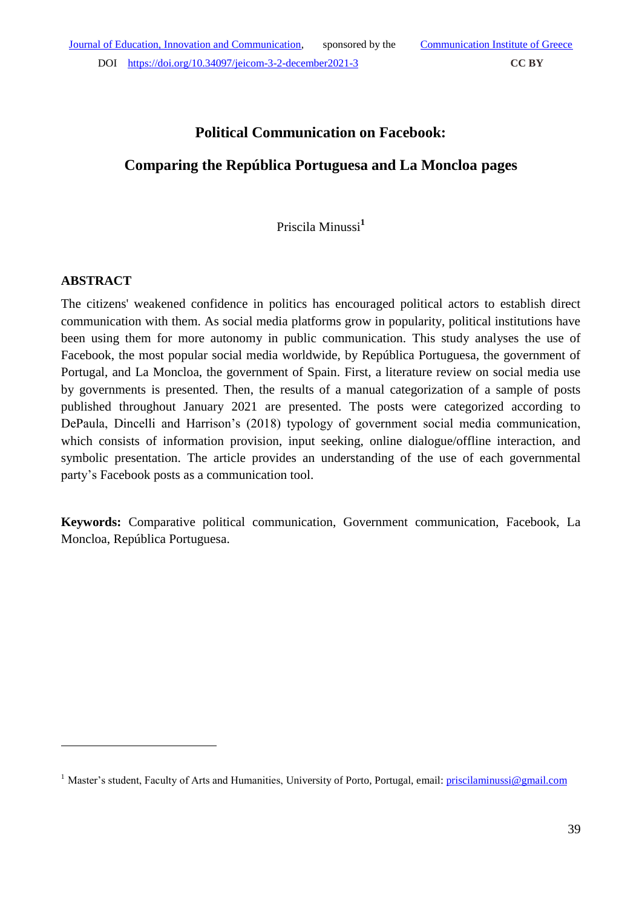# Political Communication on Facebook:

# Comparing the República Portuguesa and La Moncloa pages

Priscila Minussi[1]

## ABSTRACT

The citizens' weakened confidence in politics has encouraged political actors to establish direct communication with them. As social media platforms grow in popularity, political institutions have been using them for more autonomy in public communication. This study analyses the use of Facebook, the most popular social media worldwide, by República Portuguesa, the government of Portugal, and La Moncloa, the government of Spain. First, a literature review on social media use by governments is presented. Then, the results of a manual categorization of a sample of posts published throughout January 2021 are presented. The posts were categorized according to DePaula, Dincelli and Harrison's (2018) typology of government social media communication, which consists of information provision, input seeking, online dialogue/offline interaction, and symbolic presentation. The article provides an understanding of the use of each governmental party's Facebook posts as a communication tool.

**Keywords:** Comparative political communication, Government communication, Facebook, La Moncloa, República Portuguesa.

---

[1] Master's student, Faculty of Arts and Humanities, University of Porto, Portugal, email: priscilaminussi@gmail.com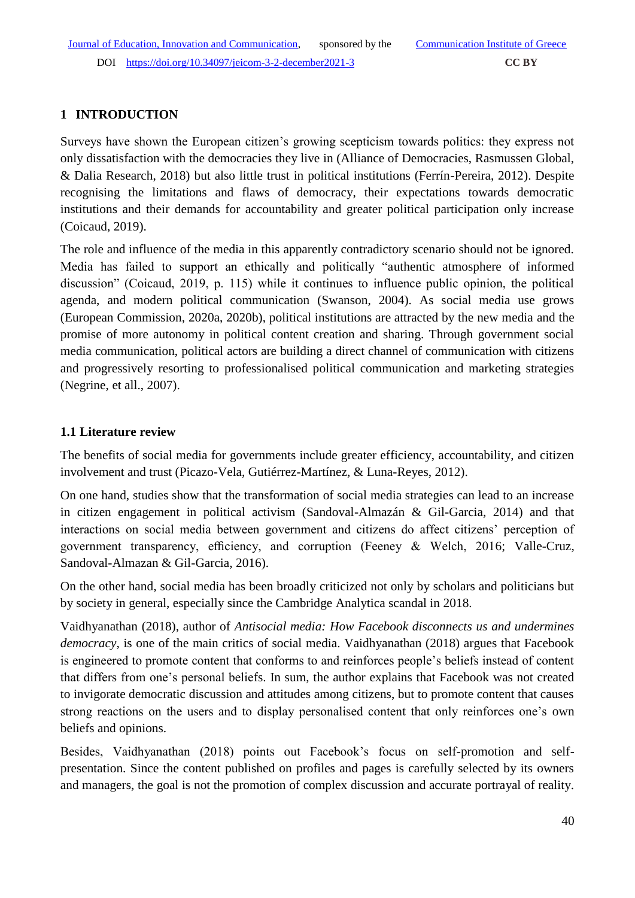## 1 INTRODUCTION

Surveys have shown the European citizen's growing scepticism towards politics: they express not only dissatisfaction with the democracies they live in (Alliance of Democracies, Rasmussen Global, & Dalia Research, 2018) but also little trust in political institutions (Ferrín-Pereira, 2012). Despite recognising the limitations and flaws of democracy, their expectations towards democratic institutions and their demands for accountability and greater political participation only increase (Coicaud, 2019).

The role and influence of the media in this apparently contradictory scenario should not be ignored. Media has failed to support an ethically and politically "authentic atmosphere of informed discussion" (Coicaud, 2019, p. 115) while it continues to influence public opinion, the political agenda, and modern political communication (Swanson, 2004). As social media use grows (European Commission, 2020a, 2020b), political institutions are attracted by the new media and the promise of more autonomy in political content creation and sharing. Through government social media communication, political actors are building a direct channel of communication with citizens and progressively resorting to professionalised political communication and marketing strategies (Negrine, et all., 2007).

### 1.1 Literature review

The benefits of social media for governments include greater efficiency, accountability, and citizen involvement and trust (Picazo-Vela, Gutiérrez-Martínez, & Luna-Reyes, 2012).

On one hand, studies show that the transformation of social media strategies can lead to an increase in citizen engagement in political activism (Sandoval-Almazán & Gil-Garcia, 2014) and that interactions on social media between government and citizens do affect citizens' perception of government transparency, efficiency, and corruption (Feeney & Welch, 2016; Valle-Cruz, Sandoval-Almazan & Gil-Garcia, 2016).

On the other hand, social media has been broadly criticized not only by scholars and politicians but by society in general, especially since the Cambridge Analytica scandal in 2018.

Vaidhyanathan (2018), author of *Antisocial media: How Facebook disconnects us and undermines democracy*, is one of the main critics of social media. Vaidhyanathan (2018) argues that Facebook is engineered to promote content that conforms to and reinforces people's beliefs instead of content that differs from one's personal beliefs. In sum, the author explains that Facebook was not created to invigorate democratic discussion and attitudes among citizens, but to promote content that causes strong reactions on the users and to display personalised content that only reinforces one's own beliefs and opinions.

Besides, Vaidhyanathan (2018) points out Facebook's focus on self-promotion and self-presentation. Since the content published on profiles and pages is carefully selected by its owners and managers, the goal is not the promotion of complex discussion and accurate portrayal of reality.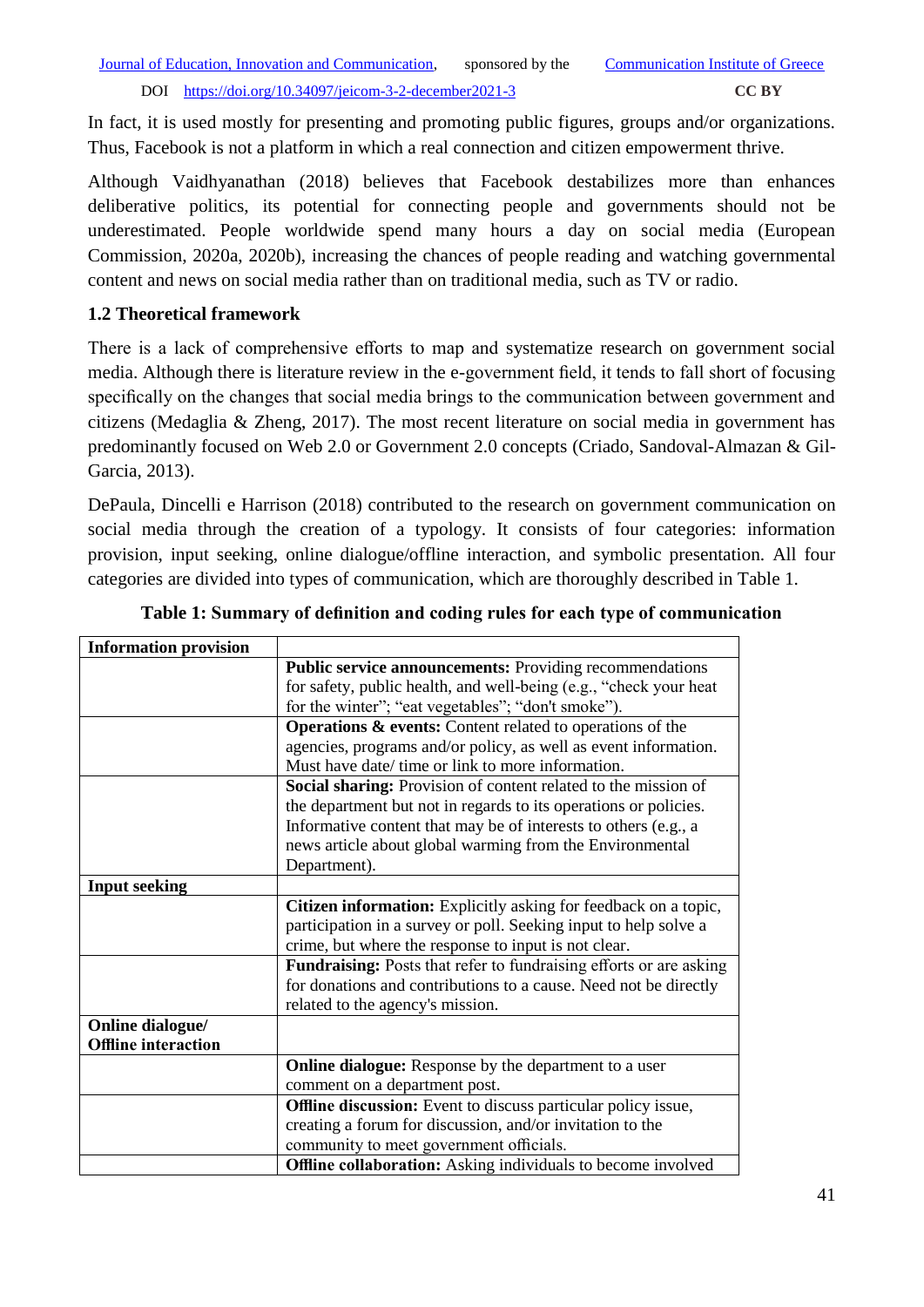In fact, it is used mostly for presenting and promoting public figures, groups and/or organizations. Thus, Facebook is not a platform in which a real connection and citizen empowerment thrive.

Although Vaidhyanathan (2018) believes that Facebook destabilizes more than enhances deliberative politics, its potential for connecting people and governments should not be underestimated. People worldwide spend many hours a day on social media (European Commission, 2020a, 2020b), increasing the chances of people reading and watching governmental content and news on social media rather than on traditional media, such as TV or radio.

### 1.2 Theoretical framework

There is a lack of comprehensive efforts to map and systematize research on government social media. Although there is literature review in the e-government field, it tends to fall short of focusing specifically on the changes that social media brings to the communication between government and citizens (Medaglia & Zheng, 2017). The most recent literature on social media in government has predominantly focused on Web 2.0 or Government 2.0 concepts (Criado, Sandoval-Almazan & Gil-Garcia, 2013).

DePaula, Dincelli e Harrison (2018) contributed to the research on government communication on social media through the creation of a typology. It consists of four categories: information provision, input seeking, online dialogue/offline interaction, and symbolic presentation. All four categories are divided into types of communication, which are thoroughly described in Table 1.

**Table 1: Summary of definition and coding rules for each type of communication**

| **Information provision** | |
|---|---|
| | **Public service announcements:** Providing recommendations for safety, public health, and well-being (e.g., "check your heat for the winter"; "eat vegetables"; "don't smoke"). |
| | **Operations & events:** Content related to operations of the agencies, programs and/or policy, as well as event information. Must have date/ time or link to more information. |
| | **Social sharing:** Provision of content related to the mission of the department but not in regards to its operations or policies. Informative content that may be of interests to others (e.g., a news article about global warming from the Environmental Department). |
| **Input seeking** | |
| | **Citizen information:** Explicitly asking for feedback on a topic, participation in a survey or poll. Seeking input to help solve a crime, but where the response to input is not clear. |
| | **Fundraising:** Posts that refer to fundraising efforts or are asking for donations and contributions to a cause. Need not be directly related to the agency's mission. |
| **Online dialogue/ Offline interaction** | |
| | **Online dialogue:** Response by the department to a user comment on a department post. |
| | **Offline discussion:** Event to discuss particular policy issue, creating a forum for discussion, and/or invitation to the community to meet government officials. |
| | **Offline collaboration:** Asking individuals to become involved |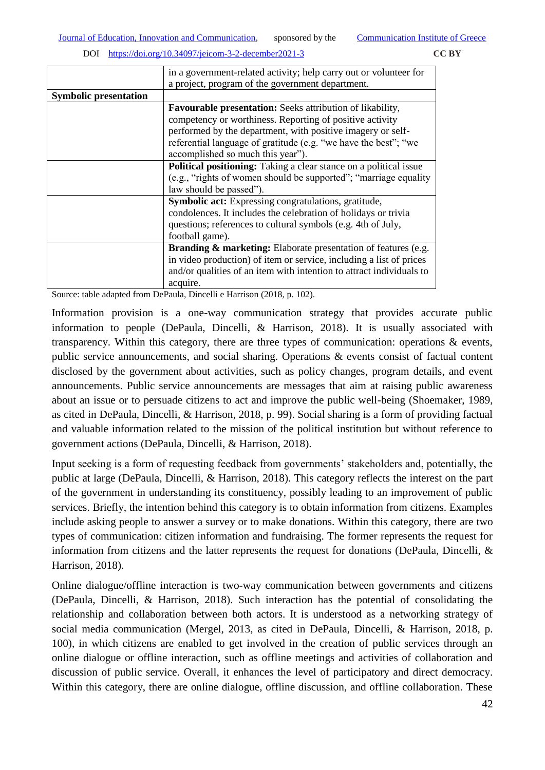| | |
|---|---|
| | in a government-related activity; help carry out or volunteer for a project, program of the government department. |
| **Symbolic presentation** | |
| | **Favourable presentation:** Seeks attribution of likability, competency or worthiness. Reporting of positive activity performed by the department, with positive imagery or self-referential language of gratitude (e.g. "we have the best"; "we accomplished so much this year"). |
| | **Political positioning:** Taking a clear stance on a political issue (e.g., "rights of women should be supported"; "marriage equality law should be passed"). |
| | **Symbolic act:** Expressing congratulations, gratitude, condolences. It includes the celebration of holidays or trivia questions; references to cultural symbols (e.g. 4th of July, football game). |
| | **Branding & marketing:** Elaborate presentation of features (e.g. in video production) of item or service, including a list of prices and/or qualities of an item with intention to attract individuals to acquire. |

Source: table adapted from DePaula, Dincelli e Harrison (2018, p. 102).

Information provision is a one-way communication strategy that provides accurate public information to people (DePaula, Dincelli, & Harrison, 2018). It is usually associated with transparency. Within this category, there are three types of communication: operations & events, public service announcements, and social sharing. Operations & events consist of factual content disclosed by the government about activities, such as policy changes, program details, and event announcements. Public service announcements are messages that aim at raising public awareness about an issue or to persuade citizens to act and improve the public well-being (Shoemaker, 1989, as cited in DePaula, Dincelli, & Harrison, 2018, p. 99). Social sharing is a form of providing factual and valuable information related to the mission of the political institution but without reference to government actions (DePaula, Dincelli, & Harrison, 2018).

Input seeking is a form of requesting feedback from governments' stakeholders and, potentially, the public at large (DePaula, Dincelli, & Harrison, 2018). This category reflects the interest on the part of the government in understanding its constituency, possibly leading to an improvement of public services. Briefly, the intention behind this category is to obtain information from citizens. Examples include asking people to answer a survey or to make donations. Within this category, there are two types of communication: citizen information and fundraising. The former represents the request for information from citizens and the latter represents the request for donations (DePaula, Dincelli, & Harrison, 2018).

Online dialogue/offline interaction is two-way communication between governments and citizens (DePaula, Dincelli, & Harrison, 2018). Such interaction has the potential of consolidating the relationship and collaboration between both actors. It is understood as a networking strategy of social media communication (Mergel, 2013, as cited in DePaula, Dincelli, & Harrison, 2018, p. 100), in which citizens are enabled to get involved in the creation of public services through an online dialogue or offline interaction, such as offline meetings and activities of collaboration and discussion of public service. Overall, it enhances the level of participatory and direct democracy. Within this category, there are online dialogue, offline discussion, and offline collaboration. These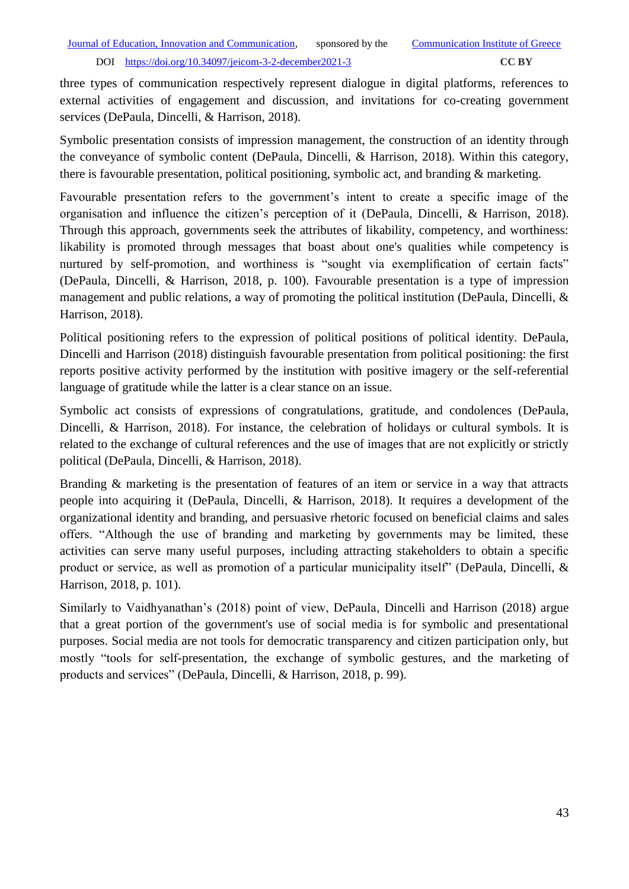three types of communication respectively represent dialogue in digital platforms, references to external activities of engagement and discussion, and invitations for co-creating government services (DePaula, Dincelli, & Harrison, 2018).

Symbolic presentation consists of impression management, the construction of an identity through the conveyance of symbolic content (DePaula, Dincelli, & Harrison, 2018). Within this category, there is favourable presentation, political positioning, symbolic act, and branding & marketing.

Favourable presentation refers to the government's intent to create a specific image of the organisation and influence the citizen's perception of it (DePaula, Dincelli, & Harrison, 2018). Through this approach, governments seek the attributes of likability, competency, and worthiness: likability is promoted through messages that boast about one's qualities while competency is nurtured by self-promotion, and worthiness is "sought via exemplification of certain facts" (DePaula, Dincelli, & Harrison, 2018, p. 100). Favourable presentation is a type of impression management and public relations, a way of promoting the political institution (DePaula, Dincelli, & Harrison, 2018).

Political positioning refers to the expression of political positions of political identity. DePaula, Dincelli and Harrison (2018) distinguish favourable presentation from political positioning: the first reports positive activity performed by the institution with positive imagery or the self-referential language of gratitude while the latter is a clear stance on an issue.

Symbolic act consists of expressions of congratulations, gratitude, and condolences (DePaula, Dincelli, & Harrison, 2018). For instance, the celebration of holidays or cultural symbols. It is related to the exchange of cultural references and the use of images that are not explicitly or strictly political (DePaula, Dincelli, & Harrison, 2018).

Branding & marketing is the presentation of features of an item or service in a way that attracts people into acquiring it (DePaula, Dincelli, & Harrison, 2018). It requires a development of the organizational identity and branding, and persuasive rhetoric focused on beneficial claims and sales offers. "Although the use of branding and marketing by governments may be limited, these activities can serve many useful purposes, including attracting stakeholders to obtain a specific product or service, as well as promotion of a particular municipality itself" (DePaula, Dincelli, & Harrison, 2018, p. 101).

Similarly to Vaidhyanathan's (2018) point of view, DePaula, Dincelli and Harrison (2018) argue that a great portion of the government's use of social media is for symbolic and presentational purposes. Social media are not tools for democratic transparency and citizen participation only, but mostly "tools for self-presentation, the exchange of symbolic gestures, and the marketing of products and services" (DePaula, Dincelli, & Harrison, 2018, p. 99).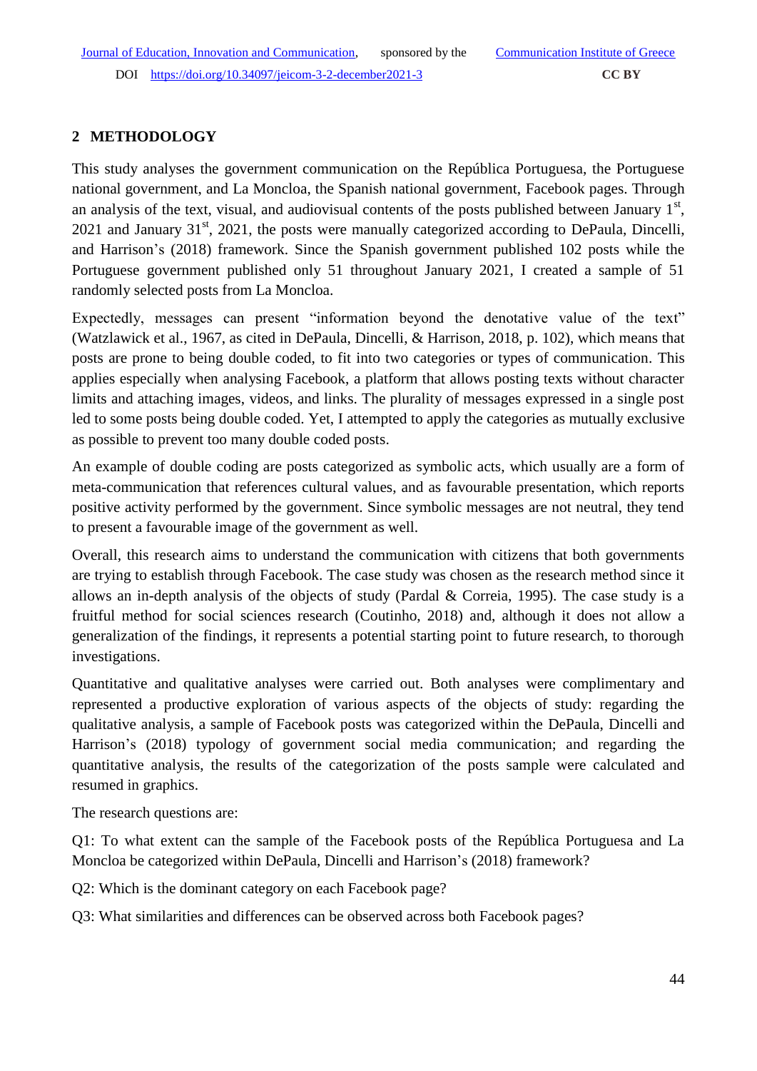## 2 METHODOLOGY

This study analyses the government communication on the República Portuguesa, the Portuguese national government, and La Moncloa, the Spanish national government, Facebook pages. Through an analysis of the text, visual, and audiovisual contents of the posts published between January 1st, 2021 and January 31st, 2021, the posts were manually categorized according to DePaula, Dincelli, and Harrison's (2018) framework. Since the Spanish government published 102 posts while the Portuguese government published only 51 throughout January 2021, I created a sample of 51 randomly selected posts from La Moncloa.

Expectedly, messages can present "information beyond the denotative value of the text" (Watzlawick et al., 1967, as cited in DePaula, Dincelli, & Harrison, 2018, p. 102), which means that posts are prone to being double coded, to fit into two categories or types of communication. This applies especially when analysing Facebook, a platform that allows posting texts without character limits and attaching images, videos, and links. The plurality of messages expressed in a single post led to some posts being double coded. Yet, I attempted to apply the categories as mutually exclusive as possible to prevent too many double coded posts.

An example of double coding are posts categorized as symbolic acts, which usually are a form of meta-communication that references cultural values, and as favourable presentation, which reports positive activity performed by the government. Since symbolic messages are not neutral, they tend to present a favourable image of the government as well.

Overall, this research aims to understand the communication with citizens that both governments are trying to establish through Facebook. The case study was chosen as the research method since it allows an in-depth analysis of the objects of study (Pardal & Correia, 1995). The case study is a fruitful method for social sciences research (Coutinho, 2018) and, although it does not allow a generalization of the findings, it represents a potential starting point to future research, to thorough investigations.

Quantitative and qualitative analyses were carried out. Both analyses were complimentary and represented a productive exploration of various aspects of the objects of study: regarding the qualitative analysis, a sample of Facebook posts was categorized within the DePaula, Dincelli and Harrison's (2018) typology of government social media communication; and regarding the quantitative analysis, the results of the categorization of the posts sample were calculated and resumed in graphics.

The research questions are:

Q1: To what extent can the sample of the Facebook posts of the República Portuguesa and La Moncloa be categorized within DePaula, Dincelli and Harrison's (2018) framework?

Q2: Which is the dominant category on each Facebook page?

Q3: What similarities and differences can be observed across both Facebook pages?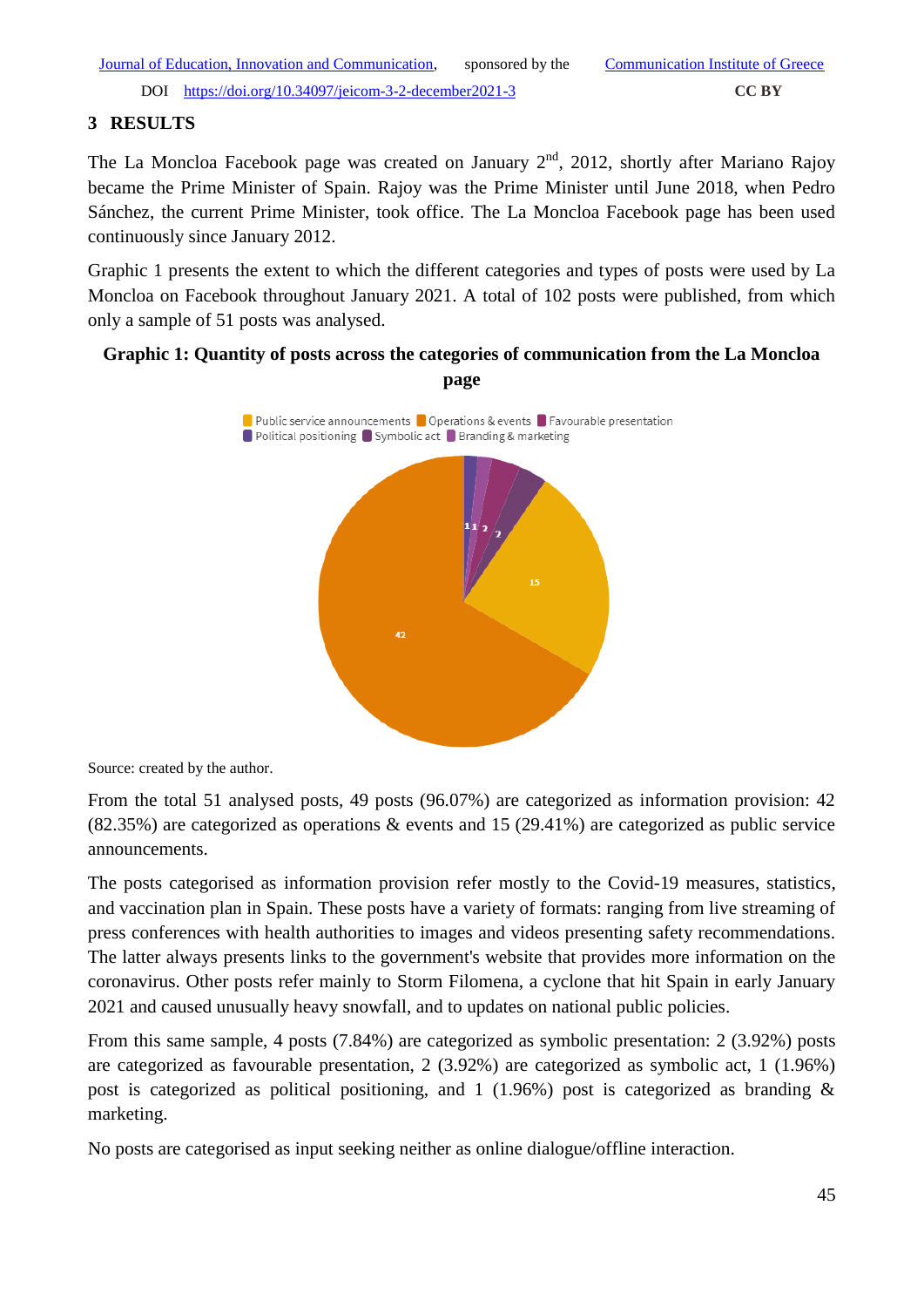## 3 RESULTS

The La Moncloa Facebook page was created on January 2nd, 2012, shortly after Mariano Rajoy became the Prime Minister of Spain. Rajoy was the Prime Minister until June 2018, when Pedro Sánchez, the current Prime Minister, took office. The La Moncloa Facebook page has been used continuously since January 2012.

Graphic 1 presents the extent to which the different categories and types of posts were used by La Moncloa on Facebook throughout January 2021. A total of 102 posts were published, from which only a sample of 51 posts was analysed.

**Graphic 1: Quantity of posts across the categories of communication from the La Moncloa page**

Source: created by the author.

From the total 51 analysed posts, 49 posts (96.07%) are categorized as information provision: 42 (82.35%) are categorized as operations & events and 15 (29.41%) are categorized as public service announcements.

The posts categorised as information provision refer mostly to the Covid-19 measures, statistics, and vaccination plan in Spain. These posts have a variety of formats: ranging from live streaming of press conferences with health authorities to images and videos presenting safety recommendations. The latter always presents links to the government's website that provides more information on the coronavirus. Other posts refer mainly to Storm Filomena, a cyclone that hit Spain in early January 2021 and caused unusually heavy snowfall, and to updates on national public policies.

From this same sample, 4 posts (7.84%) are categorized as symbolic presentation: 2 (3.92%) posts are categorized as favourable presentation, 2 (3.92%) are categorized as symbolic act, 1 (1.96%) post is categorized as political positioning, and 1 (1.96%) post is categorized as branding & marketing.

No posts are categorised as input seeking neither as online dialogue/offline interaction.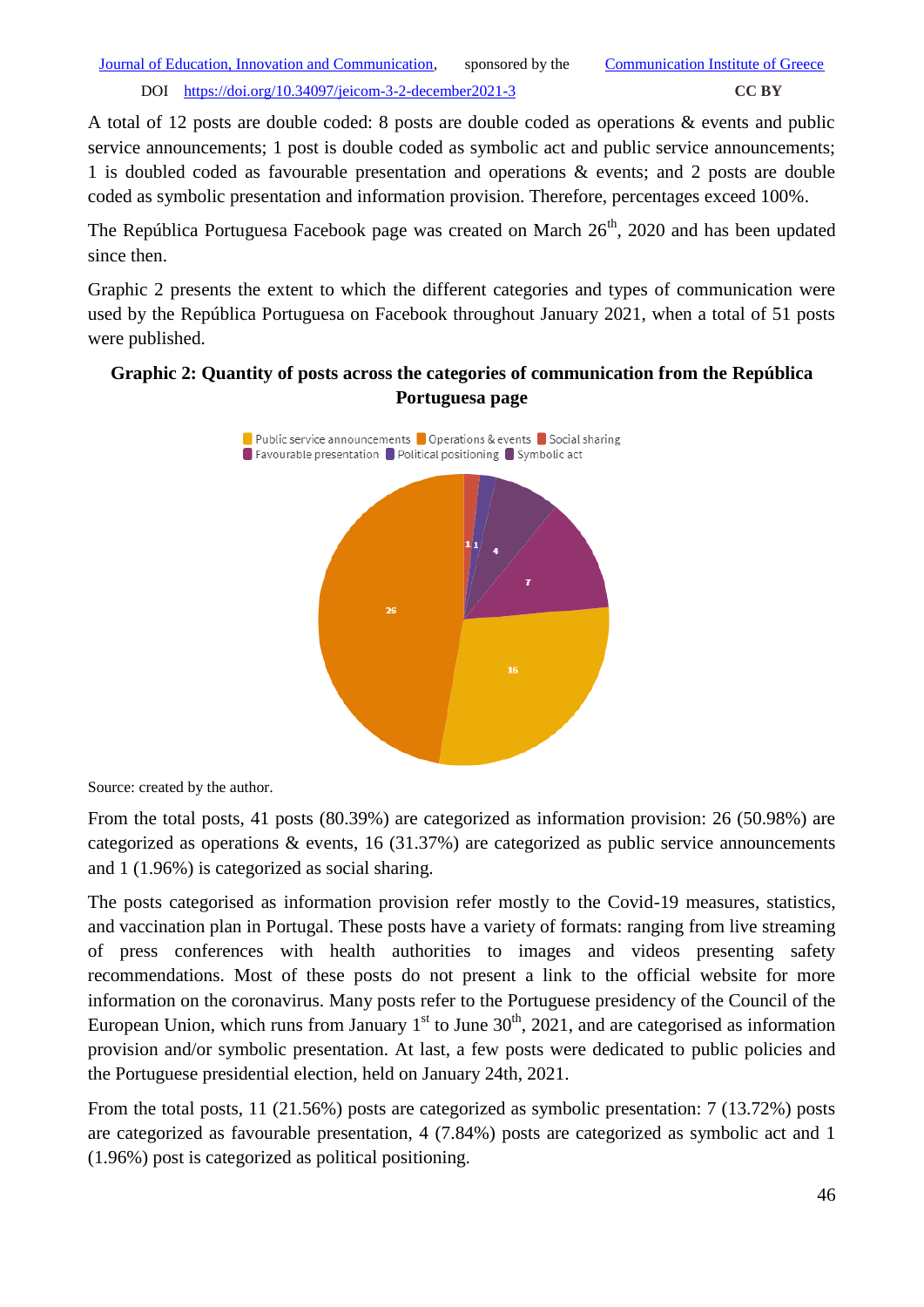A total of 12 posts are double coded: 8 posts are double coded as operations & events and public service announcements; 1 post is double coded as symbolic act and public service announcements; 1 is doubled coded as favourable presentation and operations & events; and 2 posts are double coded as symbolic presentation and information provision. Therefore, percentages exceed 100%.

The República Portuguesa Facebook page was created on March 26th, 2020 and has been updated since then.

Graphic 2 presents the extent to which the different categories and types of communication were used by the República Portuguesa on Facebook throughout January 2021, when a total of 51 posts were published.

**Graphic 2: Quantity of posts across the categories of communication from the República Portuguesa page**

Source: created by the author.

From the total posts, 41 posts (80.39%) are categorized as information provision: 26 (50.98%) are categorized as operations & events, 16 (31.37%) are categorized as public service announcements and 1 (1.96%) is categorized as social sharing.

The posts categorised as information provision refer mostly to the Covid-19 measures, statistics, and vaccination plan in Portugal. These posts have a variety of formats: ranging from live streaming of press conferences with health authorities to images and videos presenting safety recommendations. Most of these posts do not present a link to the official website for more information on the coronavirus. Many posts refer to the Portuguese presidency of the Council of the European Union, which runs from January 1st to June 30th, 2021, and are categorised as information provision and/or symbolic presentation. At last, a few posts were dedicated to public policies and the Portuguese presidential election, held on January 24th, 2021.

From the total posts, 11 (21.56%) posts are categorized as symbolic presentation: 7 (13.72%) posts are categorized as favourable presentation, 4 (7.84%) posts are categorized as symbolic act and 1 (1.96%) post is categorized as political positioning.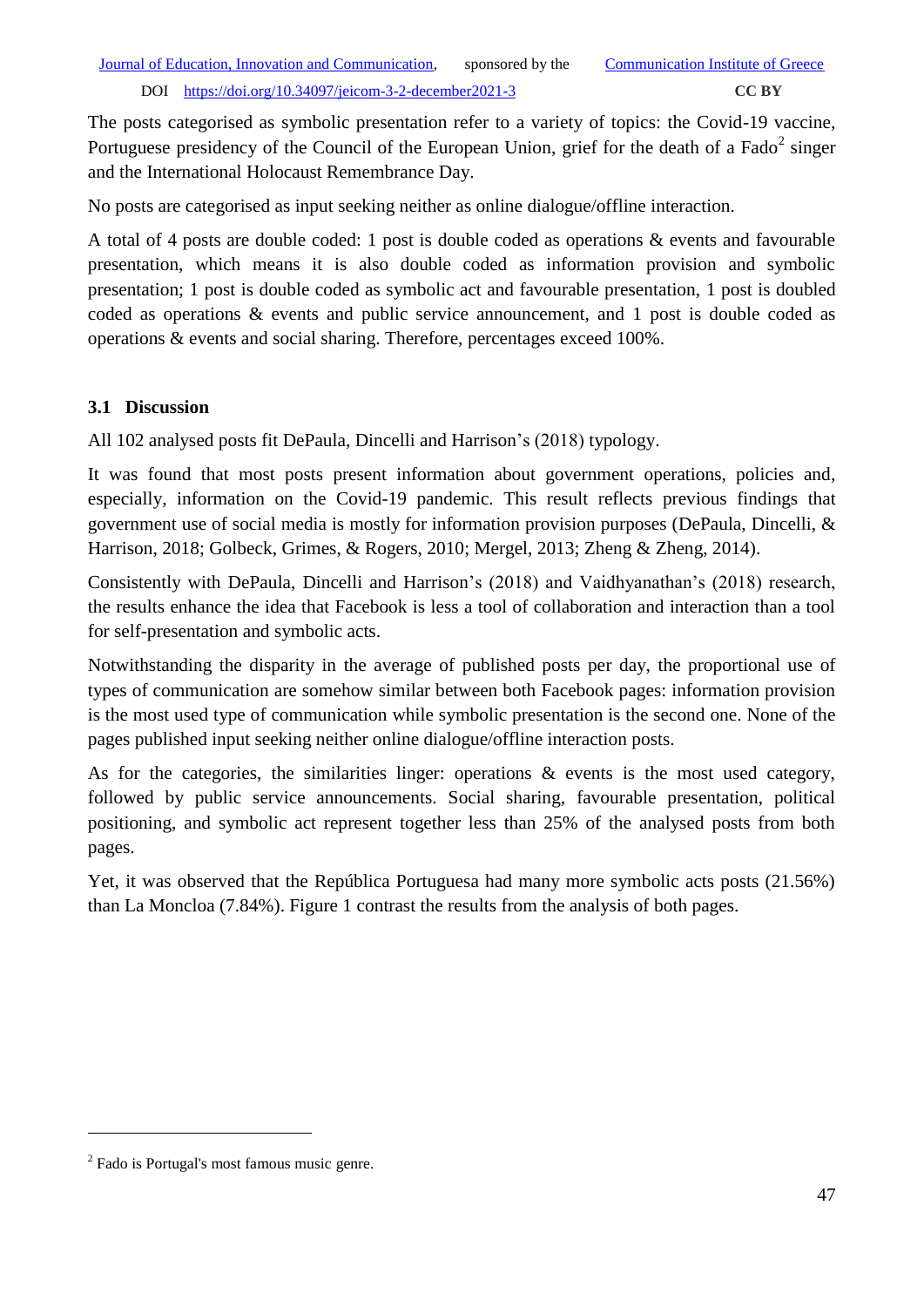The posts categorised as symbolic presentation refer to a variety of topics: the Covid-19 vaccine, Portuguese presidency of the Council of the European Union, grief for the death of a Fado[2] singer and the International Holocaust Remembrance Day.

No posts are categorised as input seeking neither as online dialogue/offline interaction.

A total of 4 posts are double coded: 1 post is double coded as operations & events and favourable presentation, which means it is also double coded as information provision and symbolic presentation; 1 post is double coded as symbolic act and favourable presentation, 1 post is doubled coded as operations & events and public service announcement, and 1 post is double coded as operations & events and social sharing. Therefore, percentages exceed 100%.

### 3.1 Discussion

All 102 analysed posts fit DePaula, Dincelli and Harrison's (2018) typology.

It was found that most posts present information about government operations, policies and, especially, information on the Covid-19 pandemic. This result reflects previous findings that government use of social media is mostly for information provision purposes (DePaula, Dincelli, & Harrison, 2018; Golbeck, Grimes, & Rogers, 2010; Mergel, 2013; Zheng & Zheng, 2014).

Consistently with DePaula, Dincelli and Harrison's (2018) and Vaidhyanathan's (2018) research, the results enhance the idea that Facebook is less a tool of collaboration and interaction than a tool for self-presentation and symbolic acts.

Notwithstanding the disparity in the average of published posts per day, the proportional use of types of communication are somehow similar between both Facebook pages: information provision is the most used type of communication while symbolic presentation is the second one. None of the pages published input seeking neither online dialogue/offline interaction posts.

As for the categories, the similarities linger: operations & events is the most used category, followed by public service announcements. Social sharing, favourable presentation, political positioning, and symbolic act represent together less than 25% of the analysed posts from both pages.

Yet, it was observed that the República Portuguesa had many more symbolic acts posts (21.56%) than La Moncloa (7.84%). Figure 1 contrast the results from the analysis of both pages.

[2] Fado is Portugal's most famous music genre.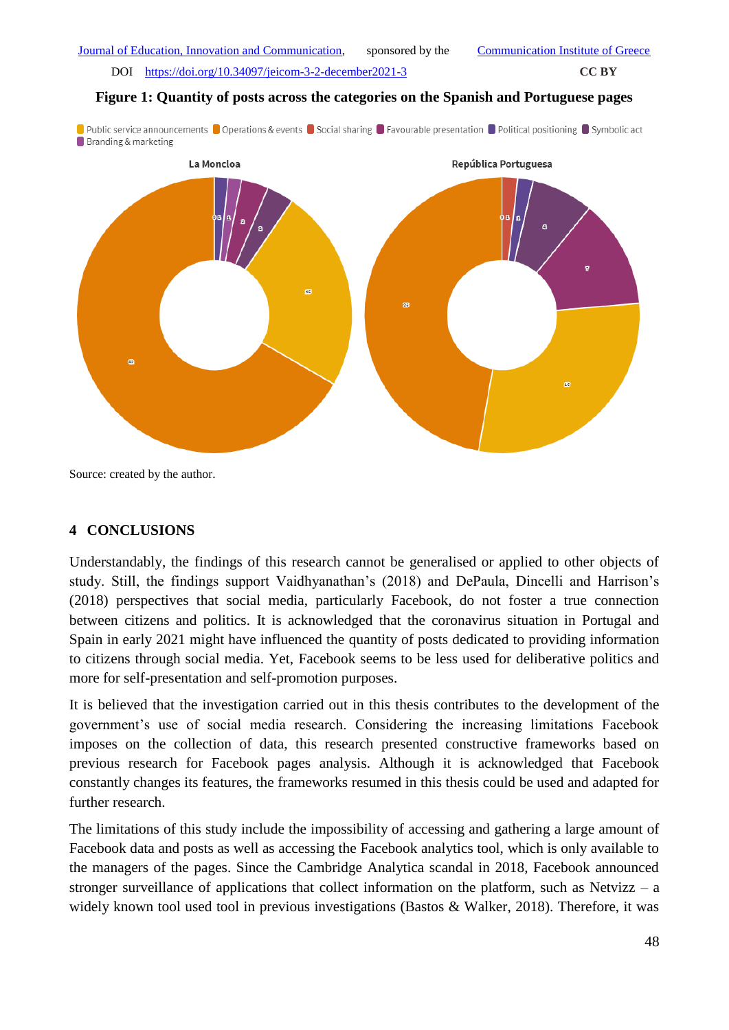**Figure 1: Quantity of posts across the categories on the Spanish and Portuguese pages**

Source: created by the author.

## 4 CONCLUSIONS

Understandably, the findings of this research cannot be generalised or applied to other objects of study. Still, the findings support Vaidhyanathan's (2018) and DePaula, Dincelli and Harrison's (2018) perspectives that social media, particularly Facebook, do not foster a true connection between citizens and politics. It is acknowledged that the coronavirus situation in Portugal and Spain in early 2021 might have influenced the quantity of posts dedicated to providing information to citizens through social media. Yet, Facebook seems to be less used for deliberative politics and more for self-presentation and self-promotion purposes.

It is believed that the investigation carried out in this thesis contributes to the development of the government's use of social media research. Considering the increasing limitations Facebook imposes on the collection of data, this research presented constructive frameworks based on previous research for Facebook pages analysis. Although it is acknowledged that Facebook constantly changes its features, the frameworks resumed in this thesis could be used and adapted for further research.

The limitations of this study include the impossibility of accessing and gathering a large amount of Facebook data and posts as well as accessing the Facebook analytics tool, which is only available to the managers of the pages. Since the Cambridge Analytica scandal in 2018, Facebook announced stronger surveillance of applications that collect information on the platform, such as Netvizz – a widely known tool used tool in previous investigations (Bastos & Walker, 2018). Therefore, it was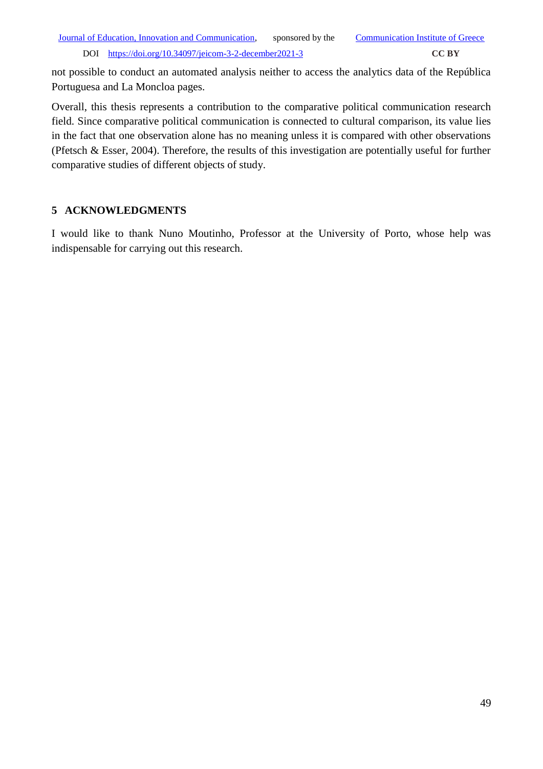not possible to conduct an automated analysis neither to access the analytics data of the República Portuguesa and La Moncloa pages.

Overall, this thesis represents a contribution to the comparative political communication research field. Since comparative political communication is connected to cultural comparison, its value lies in the fact that one observation alone has no meaning unless it is compared with other observations (Pfetsch & Esser, 2004). Therefore, the results of this investigation are potentially useful for further comparative studies of different objects of study.

## 5 ACKNOWLEDGMENTS

I would like to thank Nuno Moutinho, Professor at the University of Porto, whose help was indispensable for carrying out this research.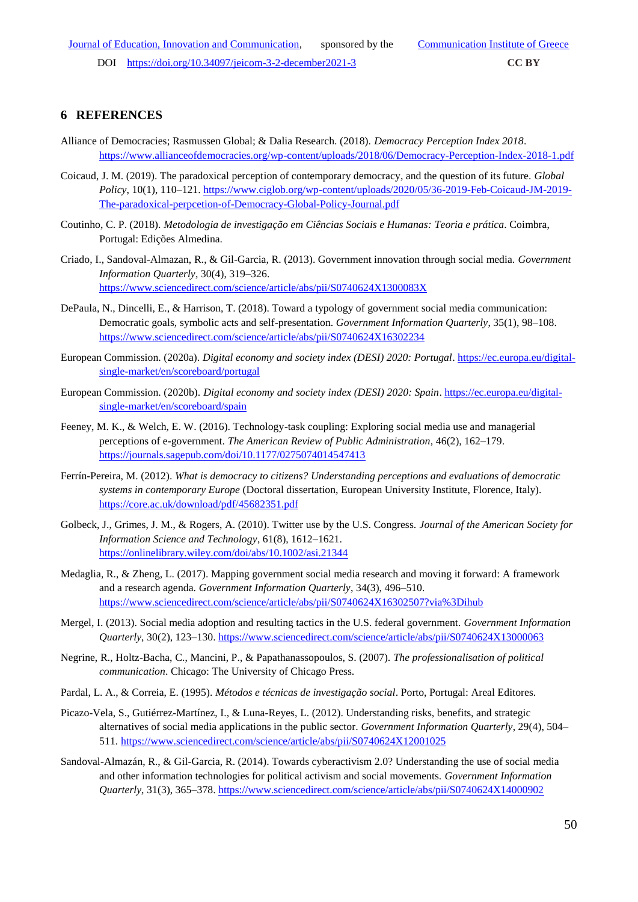## 6 REFERENCES

Alliance of Democracies; Rasmussen Global; & Dalia Research. (2018). *Democracy Perception Index 2018*. https://www.allianceofdemocracies.org/wp-content/uploads/2018/06/Democracy-Perception-Index-2018-1.pdf

Coicaud, J. M. (2019). The paradoxical perception of contemporary democracy, and the question of its future. *Global Policy*, 10(1), 110–121. https://www.ciglob.org/wp-content/uploads/2020/05/36-2019-Feb-Coicaud-JM-2019-The-paradoxical-perpcetion-of-Democracy-Global-Policy-Journal.pdf

Coutinho, C. P. (2018). *Metodologia de investigação em Ciências Sociais e Humanas: Teoria e prática*. Coimbra, Portugal: Edições Almedina.

Criado, I., Sandoval-Almazan, R., & Gil-Garcia, R. (2013). Government innovation through social media. *Government Information Quarterly*, 30(4), 319–326. https://www.sciencedirect.com/science/article/abs/pii/S0740624X1300083X

DePaula, N., Dincelli, E., & Harrison, T. (2018). Toward a typology of government social media communication: Democratic goals, symbolic acts and self-presentation. *Government Information Quarterly*, 35(1), 98–108. https://www.sciencedirect.com/science/article/abs/pii/S0740624X16302234

European Commission. (2020a). *Digital economy and society index (DESI) 2020: Portugal*. https://ec.europa.eu/digital-single-market/en/scoreboard/portugal

European Commission. (2020b). *Digital economy and society index (DESI) 2020: Spain*. https://ec.europa.eu/digital-single-market/en/scoreboard/spain

Feeney, M. K., & Welch, E. W. (2016). Technology-task coupling: Exploring social media use and managerial perceptions of e-government. *The American Review of Public Administration*, 46(2), 162–179. https://journals.sagepub.com/doi/10.1177/0275074014547413

Ferrín-Pereira, M. (2012). *What is democracy to citizens? Understanding perceptions and evaluations of democratic systems in contemporary Europe* (Doctoral dissertation, European University Institute, Florence, Italy). https://core.ac.uk/download/pdf/45682351.pdf

Golbeck, J., Grimes, J. M., & Rogers, A. (2010). Twitter use by the U.S. Congress. *Journal of the American Society for Information Science and Technology*, 61(8), 1612–1621. https://onlinelibrary.wiley.com/doi/abs/10.1002/asi.21344

Medaglia, R., & Zheng, L. (2017). Mapping government social media research and moving it forward: A framework and a research agenda. *Government Information Quarterly*, 34(3), 496–510. https://www.sciencedirect.com/science/article/abs/pii/S0740624X16302507?via%3Dihub

Mergel, I. (2013). Social media adoption and resulting tactics in the U.S. federal government. *Government Information Quarterly*, 30(2), 123–130. https://www.sciencedirect.com/science/article/abs/pii/S0740624X13000063

Negrine, R., Holtz-Bacha, C., Mancini, P., & Papathanassopoulos, S. (2007). *The professionalisation of political communication*. Chicago: The University of Chicago Press.

Pardal, L. A., & Correia, E. (1995). *Métodos e técnicas de investigação social*. Porto, Portugal: Areal Editores.

Picazo-Vela, S., Gutiérrez-Martínez, I., & Luna-Reyes, L. (2012). Understanding risks, benefits, and strategic alternatives of social media applications in the public sector. *Government Information Quarterly*, 29(4), 504–511. https://www.sciencedirect.com/science/article/abs/pii/S0740624X12001025

Sandoval-Almazán, R., & Gil-Garcia, R. (2014). Towards cyberactivism 2.0? Understanding the use of social media and other information technologies for political activism and social movements. *Government Information Quarterly*, 31(3), 365–378. https://www.sciencedirect.com/science/article/abs/pii/S0740624X14000902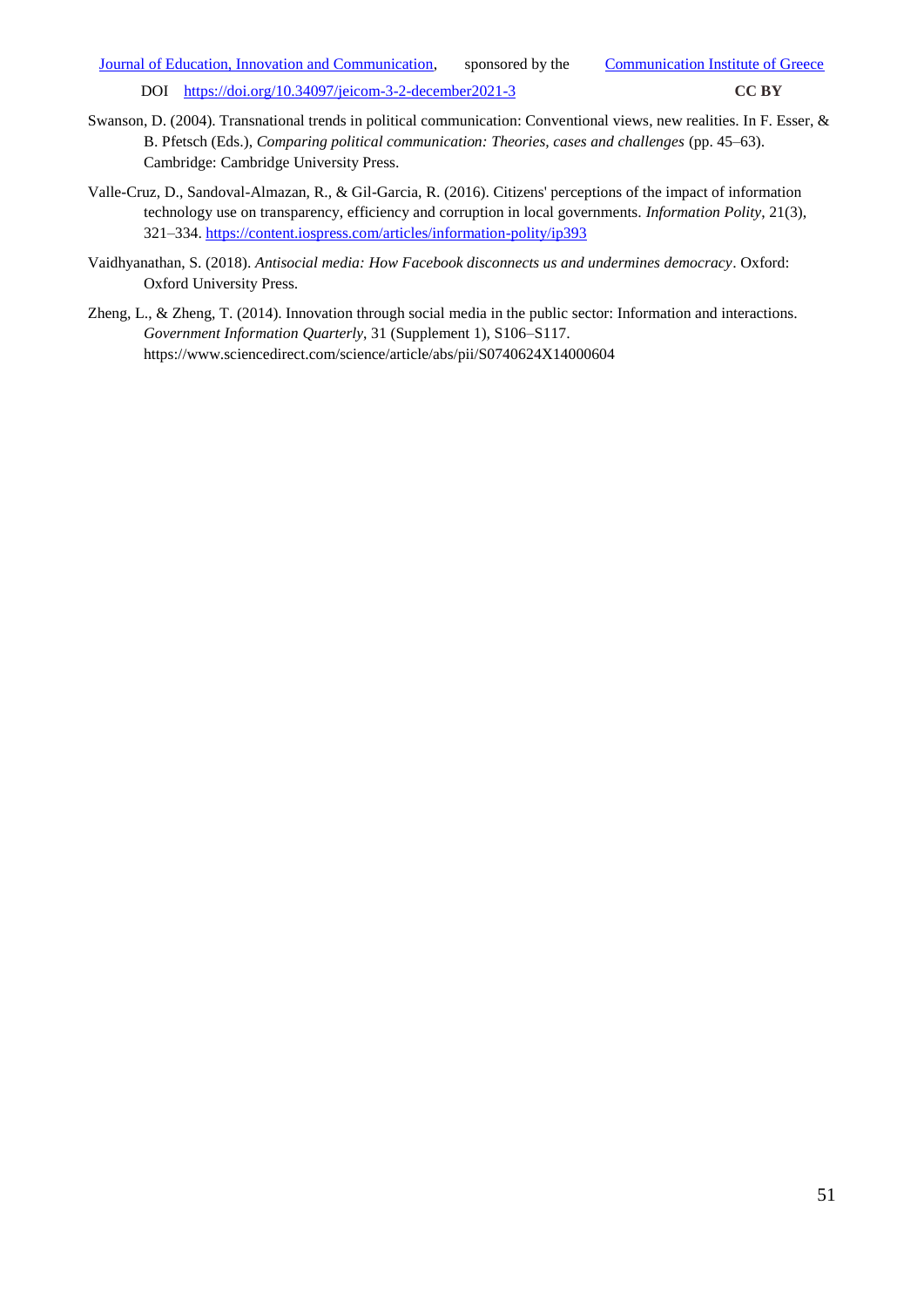Swanson, D. (2004). Transnational trends in political communication: Conventional views, new realities. In F. Esser, & B. Pfetsch (Eds.), *Comparing political communication: Theories, cases and challenges* (pp. 45–63). Cambridge: Cambridge University Press.

Valle-Cruz, D., Sandoval-Almazan, R., & Gil-Garcia, R. (2016). Citizens' perceptions of the impact of information technology use on transparency, efficiency and corruption in local governments. *Information Polity*, 21(3), 321–334. https://content.iospress.com/articles/information-polity/ip393

Vaidhyanathan, S. (2018). *Antisocial media: How Facebook disconnects us and undermines democracy*. Oxford: Oxford University Press.

Zheng, L., & Zheng, T. (2014). Innovation through social media in the public sector: Information and interactions. *Government Information Quarterly*, 31 (Supplement 1), S106–S117. https://www.sciencedirect.com/science/article/abs/pii/S0740624X14000604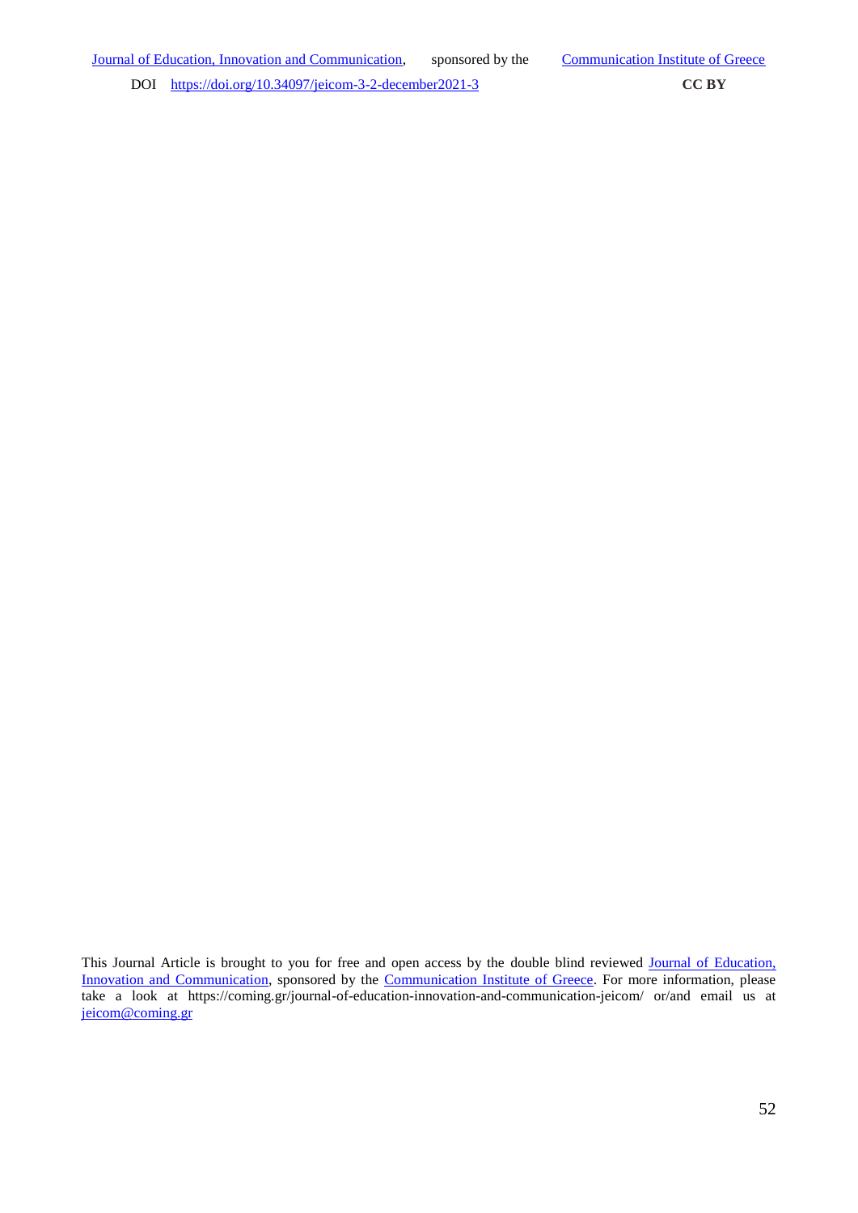This Journal Article is brought to you for free and open access by the double blind reviewed [Journal of Education, Innovation and Communication](https://coming.gr/journal-of-education-innovation-and-communication-jeicom/), sponsored by the [Communication Institute of Greece](https://coming.gr/). For more information, please take a look at https://coming.gr/journal-of-education-innovation-and-communication-jeicom/ or/and email us at [jeicom@coming.gr](mailto:jeicom@coming.gr)